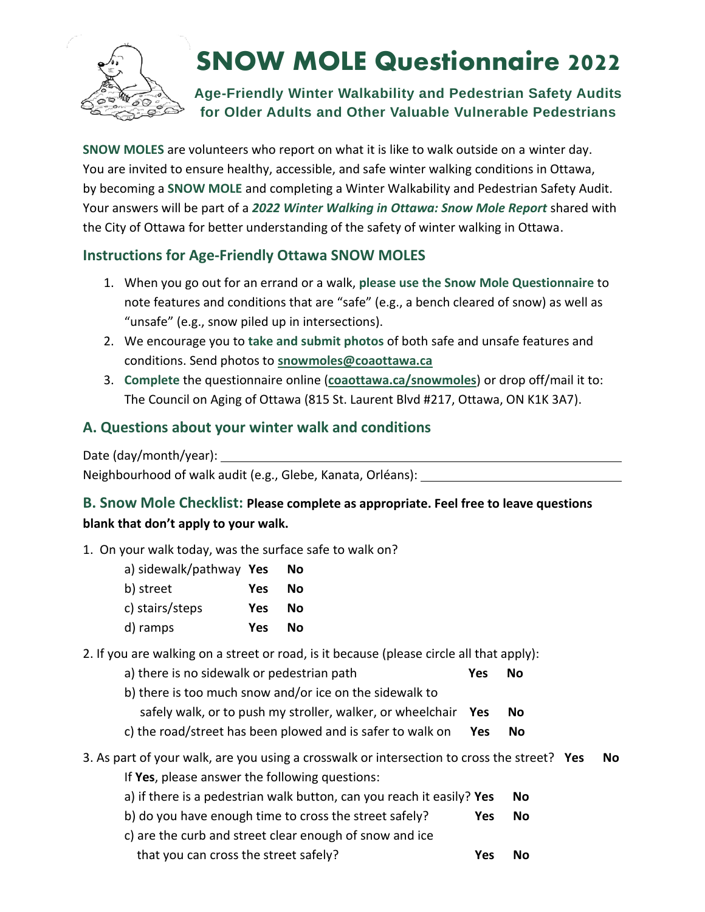# SNOW MOLE Questionnaire 2022

**Age-Friendly Winter Walkability and Pedestrian Safety Audits for Older Adults and Other Valuable Vulnerable Pedestrians**

**SNOW MOLES** are volunteers who report on what it is like to walk outside on a winter day. You are invited to ensure healthy, accessible, and safe winter walking conditions in Ottawa, by becoming a **SNOW MOLE** and completing a Winter Walkability and Pedestrian Safety Audit. Your answers will be part of a ***2022 Winter Walking in Ottawa: Snow Mole Report*** shared with the City of Ottawa for better understanding of the safety of winter walking in Ottawa.

## Instructions for Age-Friendly Ottawa SNOW MOLES

1. When you go out for an errand or a walk, **please use the Snow Mole Questionnaire** to note features and conditions that are "safe" (e.g., a bench cleared of snow) as well as "unsafe" (e.g., snow piled up in intersections).
2. We encourage you to **take and submit photos** of both safe and unsafe features and conditions. Send photos to **snowmoles@coaottawa.ca**
3. **Complete** the questionnaire online (**coaottawa.ca/snowmoles**) or drop off/mail it to: The Council on Aging of Ottawa (815 St. Laurent Blvd #217, Ottawa, ON K1K 3A7).

## A. Questions about your winter walk and conditions

Date (day/month/year): ____________________

Neighbourhood of walk audit (e.g., Glebe, Kanata, Orléans): ____________________

## B. Snow Mole Checklist: **Please complete as appropriate. Feel free to leave questions blank that don't apply to your walk.**

1. On your walk today, was the surface safe to walk on?
   - a) sidewalk/pathway **Yes** **No**
   - b) street **Yes** **No**
   - c) stairs/steps **Yes** **No**
   - d) ramps **Yes** **No**

2. If you are walking on a street or road, is it because (please circle all that apply):
   - a) there is no sidewalk or pedestrian path **Yes** **No**
   - b) there is too much snow and/or ice on the sidewalk to safely walk, or to push my stroller, walker, or wheelchair **Yes** **No**
   - c) the road/street has been plowed and is safer to walk on **Yes** **No**

3. As part of your walk, are you using a crosswalk or intersection to cross the street? **Yes** **No**

   If **Yes**, please answer the following questions:
   - a) if there is a pedestrian walk button, can you reach it easily? **Yes** **No**
   - b) do you have enough time to cross the street safely? **Yes** **No**
   - c) are the curb and street clear enough of snow and ice that you can cross the street safely? **Yes** **No**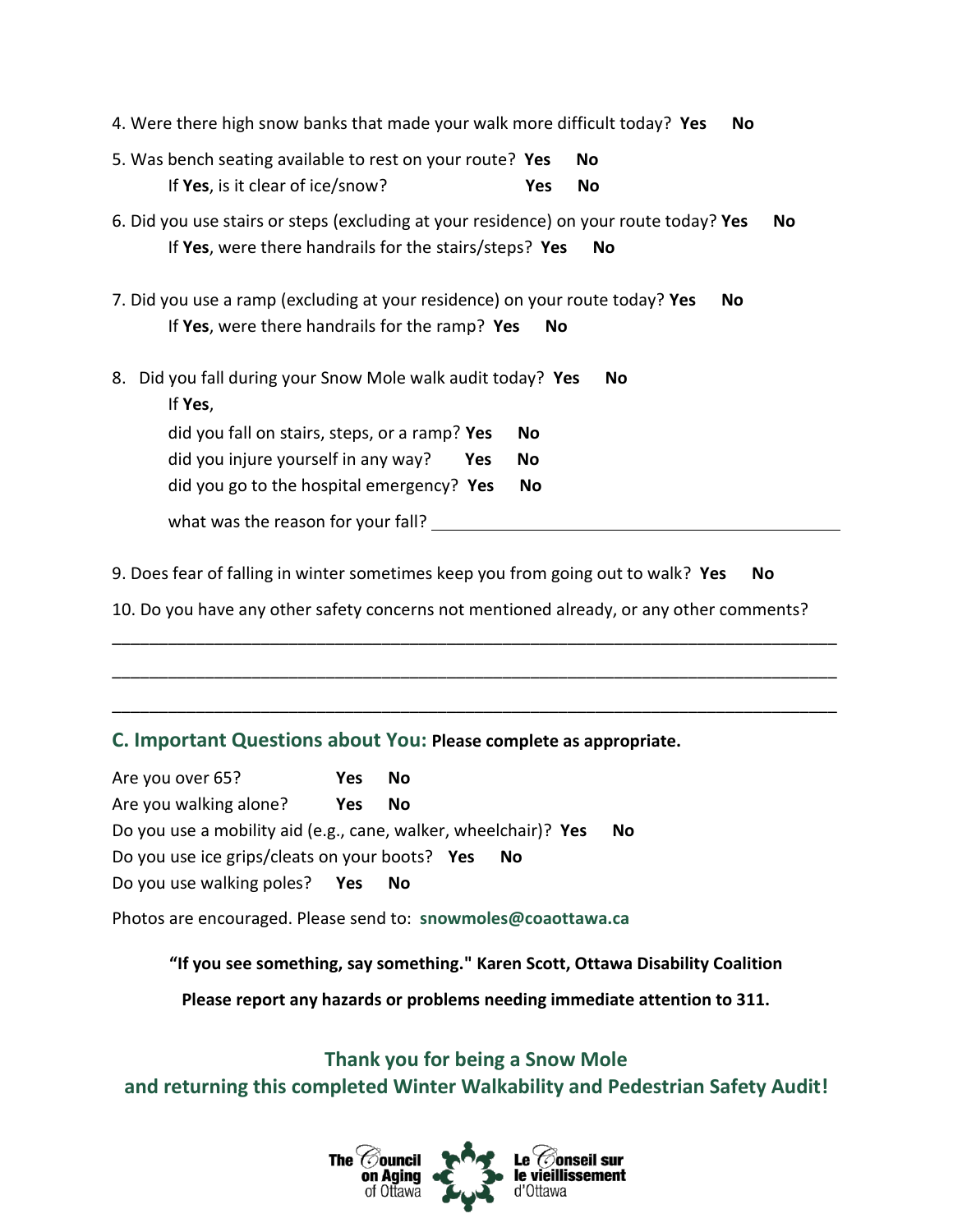4. Were there high snow banks that made your walk more difficult today? **Yes** **No**

5. Was bench seating available to rest on your route? **Yes** **No**
   If **Yes**, is it clear of ice/snow? **Yes** **No**

6. Did you use stairs or steps (excluding at your residence) on your route today? **Yes** **No**
   If **Yes**, were there handrails for the stairs/steps? **Yes** **No**

7. Did you use a ramp (excluding at your residence) on your route today? **Yes** **No**
   If **Yes**, were there handrails for the ramp? **Yes** **No**

8. Did you fall during your Snow Mole walk audit today? **Yes** **No**
   If **Yes**,
   did you fall on stairs, steps, or a ramp? **Yes** **No**
   did you injure yourself in any way? **Yes** **No**
   did you go to the hospital emergency? **Yes** **No**
   what was the reason for your fall? ____________________________________________

9. Does fear of falling in winter sometimes keep you from going out to walk? **Yes** **No**

10. Do you have any other safety concerns not mentioned already, or any other comments?

______________________________________________________________________________

______________________________________________________________________________

______________________________________________________________________________

## C. Important Questions about You: **Please complete as appropriate.**

Are you over 65? **Yes** **No**
Are you walking alone? **Yes** **No**
Do you use a mobility aid (e.g., cane, walker, wheelchair)? **Yes** **No**
Do you use ice grips/cleats on your boots? **Yes** **No**
Do you use walking poles? **Yes** **No**

Photos are encouraged. Please send to: **snowmoles@coaottawa.ca**

**"If you see something, say something." Karen Scott, Ottawa Disability Coalition**

**Please report any hazards or problems needing immediate attention to 311.**

**Thank you for being a Snow Mole**
**and returning this completed Winter Walkability and Pedestrian Safety Audit!**

The Council on Aging of Ottawa
Le Conseil sur le vieillissement d'Ottawa